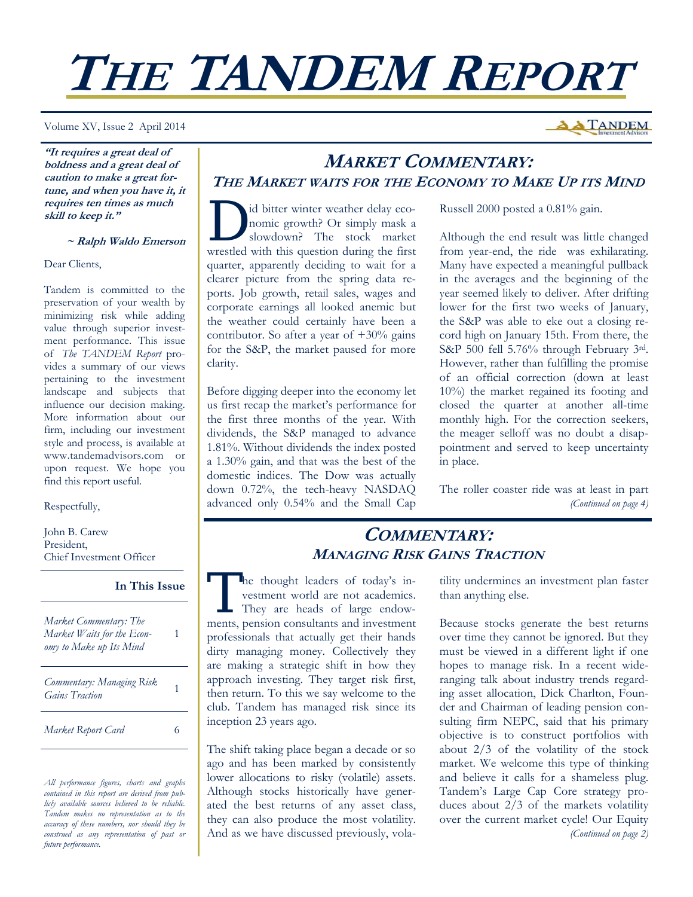# THE TANDEM REPORT

Volume XV, Issue 2 April 2014

***"It requires a great deal of boldness and a great deal of caution to make a great fortune, and when you have it, it requires ten times as much skill to keep it."***

***~ Ralph Waldo Emerson***

Dear Clients,

Tandem is committed to the preservation of your wealth by minimizing risk while adding value through superior investment performance. This issue of *The TANDEM Report* provides a summary of our views pertaining to the investment landscape and subjects that influence our decision making. More information about our firm, including our investment style and process, is available at www.tandemadvisors.com or upon request. We hope you find this report useful.

Respectfully,

John B. Carew
President,
Chief Investment Officer

**In This Issue**

| | |
|---|---|
| *Market Commentary: The Market Waits for the Economy to Make up Its Mind* | 1 |
| *Commentary: Managing Risk Gains Traction* | 1 |
| *Market Report Card* | 6 |

*All performance figures, charts and graphs contained in this report are derived from publicly available sources believed to be reliable. Tandem makes no representation as to the accuracy of these numbers, nor should they be construed as any representation of past or future performance.*

## MARKET COMMENTARY:
### THE MARKET WAITS FOR THE ECONOMY TO MAKE UP ITS MIND

Did bitter winter weather delay economic growth? Or simply mask a slowdown? The stock market wrestled with this question during the first quarter, apparently deciding to wait for a clearer picture from the spring data reports. Job growth, retail sales, wages and corporate earnings all looked anemic but the weather could certainly have been a contributor. So after a year of +30% gains for the S&P, the market paused for more clarity.

Before digging deeper into the economy let us first recap the market's performance for the first three months of the year. With dividends, the S&P managed to advance 1.81%. Without dividends the index posted a 1.30% gain, and that was the best of the domestic indices. The Dow was actually down 0.72%, the tech-heavy NASDAQ advanced only 0.54% and the Small Cap Russell 2000 posted a 0.81% gain.

Although the end result was little changed from year-end, the ride was exhilarating. Many have expected a meaningful pullback in the averages and the beginning of the year seemed likely to deliver. After drifting lower for the first two weeks of January, the S&P was able to eke out a closing record high on January 15th. From there, the S&P 500 fell 5.76% through February 3rd. However, rather than fulfilling the promise of an official correction (down at least 10%) the market regained its footing and closed the quarter at another all-time monthly high. For the correction seekers, the meager selloff was no doubt a disappointment and served to keep uncertainty in place.

The roller coaster ride was at least in part

*(Continued on page 4)*

## COMMENTARY:
### MANAGING RISK GAINS TRACTION

The thought leaders of today's investment world are not academics. They are heads of large endowments, pension consultants and investment professionals that actually get their hands dirty managing money. Collectively they are making a strategic shift in how they approach investing. They target risk first, then return. To this we say welcome to the club. Tandem has managed risk since its inception 23 years ago.

The shift taking place began a decade or so ago and has been marked by consistently lower allocations to risky (volatile) assets. Although stocks historically have generated the best returns of any asset class, they can also produce the most volatility. And as we have discussed previously, volatility undermines an investment plan faster than anything else.

Because stocks generate the best returns over time they cannot be ignored. But they must be viewed in a different light if one hopes to manage risk. In a recent wide-ranging talk about industry trends regarding asset allocation, Dick Charlton, Founder and Chairman of leading pension consulting firm NEPC, said that his primary objective is to construct portfolios with about 2/3 of the volatility of the stock market. We welcome this type of thinking and believe it calls for a shameless plug. Tandem's Large Cap Core strategy produces about 2/3 of the markets volatility over the current market cycle! Our Equity

*(Continued on page 2)*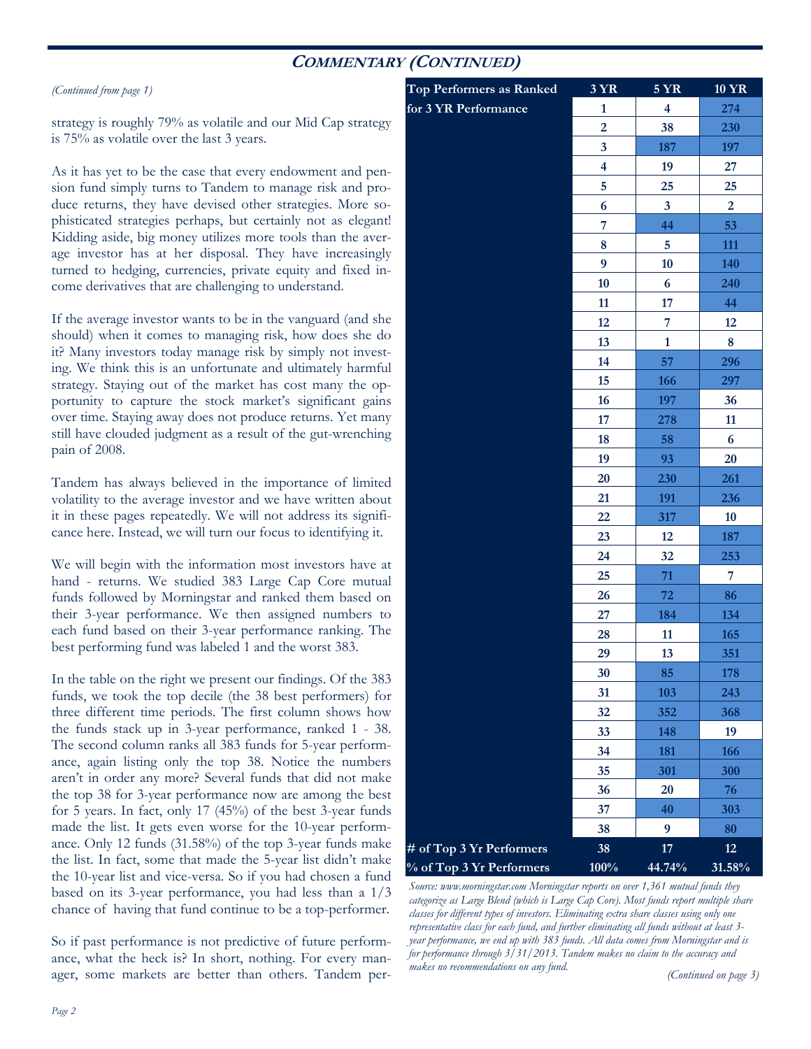## COMMENTARY (CONTINUED)

*(Continued from page 1)*

strategy is roughly 79% as volatile and our Mid Cap strategy is 75% as volatile over the last 3 years.

As it has yet to be the case that every endowment and pension fund simply turns to Tandem to manage risk and produce returns, they have devised other strategies. More sophisticated strategies perhaps, but certainly not as elegant! Kidding aside, big money utilizes more tools than the average investor has at her disposal. They have increasingly turned to hedging, currencies, private equity and fixed income derivatives that are challenging to understand.

If the average investor wants to be in the vanguard (and she should) when it comes to managing risk, how does she do it? Many investors today manage risk by simply not investing. We think this is an unfortunate and ultimately harmful strategy. Staying out of the market has cost many the opportunity to capture the stock market's significant gains over time. Staying away does not produce returns. Yet many still have clouded judgment as a result of the gut-wrenching pain of 2008.

Tandem has always believed in the importance of limited volatility to the average investor and we have written about it in these pages repeatedly. We will not address its significance here. Instead, we will turn our focus to identifying it.

We will begin with the information most investors have at hand - returns. We studied 383 Large Cap Core mutual funds followed by Morningstar and ranked them based on their 3-year performance. We then assigned numbers to each fund based on their 3-year performance ranking. The best performing fund was labeled 1 and the worst 383.

In the table on the right we present our findings. Of the 383 funds, we took the top decile (the 38 best performers) for three different time periods. The first column shows how the funds stack up in 3-year performance, ranked 1 - 38. The second column ranks all 383 funds for 5-year performance, again listing only the top 38. Notice the numbers aren't in order any more? Several funds that did not make the top 38 for 3-year performance now are among the best for 5 years. In fact, only 17 (45%) of the best 3-year funds made the list. It gets even worse for the 10-year performance. Only 12 funds (31.58%) of the top 3-year funds make the list. In fact, some that made the 5-year list didn't make the 10-year list and vice-versa. So if you had chosen a fund based on its 3-year performance, you had less than a 1/3 chance of having that fund continue to be a top-performer.

So if past performance is not predictive of future performance, what the heck is? In short, nothing. For every manager, some markets are better than others. Tandem per-

| Top Performers as Ranked for 3 YR Performance | 3 YR | 5 YR | 10 YR |
|---|---|---|---|
| | 1 | 4 | 274 |
| | 2 | 38 | 230 |
| | 3 | 187 | 197 |
| | 4 | 19 | 27 |
| | 5 | 25 | 25 |
| | 6 | 3 | 2 |
| | 7 | 44 | 53 |
| | 8 | 5 | 111 |
| | 9 | 10 | 140 |
| | 10 | 6 | 240 |
| | 11 | 17 | 44 |
| | 12 | 7 | 12 |
| | 13 | 1 | 8 |
| | 14 | 57 | 296 |
| | 15 | 166 | 297 |
| | 16 | 197 | 36 |
| | 17 | 278 | 11 |
| | 18 | 58 | 6 |
| | 19 | 93 | 20 |
| | 20 | 230 | 261 |
| | 21 | 191 | 236 |
| | 22 | 317 | 10 |
| | 23 | 12 | 187 |
| | 24 | 32 | 253 |
| | 25 | 71 | 7 |
| | 26 | 72 | 86 |
| | 27 | 184 | 134 |
| | 28 | 11 | 165 |
| | 29 | 13 | 351 |
| | 30 | 85 | 178 |
| | 31 | 103 | 243 |
| | 32 | 352 | 368 |
| | 33 | 148 | 19 |
| | 34 | 181 | 166 |
| | 35 | 301 | 300 |
| | 36 | 20 | 76 |
| | 37 | 40 | 303 |
| | 38 | 9 | 80 |
| **# of Top 3 Yr Performers** | 38 | 17 | 12 |
| **% of Top 3 Yr Performers** | 100% | 44.74% | 31.58% |

*Source: www.morningstar.com Morningstar reports on over 1,361 mutual funds they categorize as Large Blend (which is Large Cap Core). Most funds report multiple share classes for different types of investors. Eliminating extra share classes using only one representative class for each fund, and further eliminating all funds without at least 3-year performance, we end up with 383 funds. All data comes from Morningstar and is for performance through 3/31/2013. Tandem makes no claim to the accuracy and makes no recommendations on any fund.*

*(Continued on page 3)*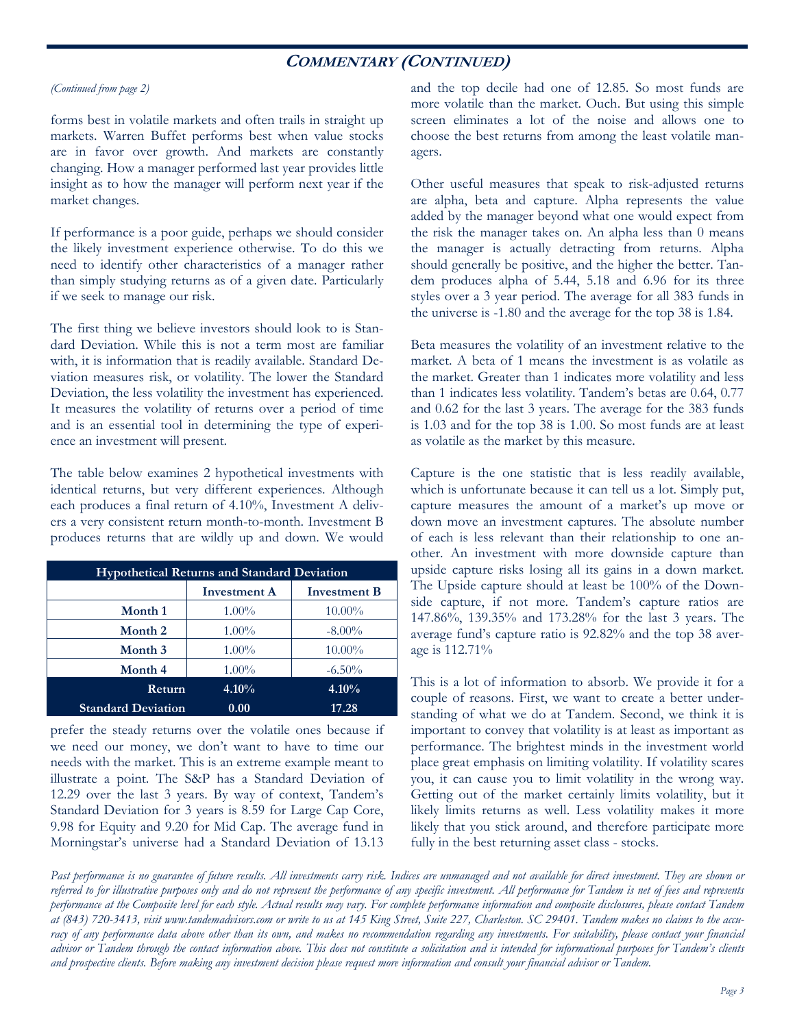## Commentary (Continued)

*(Continued from page 2)*

forms best in volatile markets and often trails in straight up markets. Warren Buffet performs best when value stocks are in favor over growth. And markets are constantly changing. How a manager performed last year provides little insight as to how the manager will perform next year if the market changes.

If performance is a poor guide, perhaps we should consider the likely investment experience otherwise. To do this we need to identify other characteristics of a manager rather than simply studying returns as of a given date. Particularly if we seek to manage our risk.

The first thing we believe investors should look to is Standard Deviation. While this is not a term most are familiar with, it is information that is readily available. Standard Deviation measures risk, or volatility. The lower the Standard Deviation, the less volatility the investment has experienced. It measures the volatility of returns over a period of time and is an essential tool in determining the type of experience an investment will present.

The table below examines 2 hypothetical investments with identical returns, but very different experiences. Although each produces a final return of 4.10%, Investment A delivers a very consistent return month-to-month. Investment B produces returns that are wildly up and down. We would prefer the steady returns over the volatile ones because if we need our money, we don't want to have to time our needs with the market. This is an extreme example meant to illustrate a point. The S&P has a Standard Deviation of 12.29 over the last 3 years. By way of context, Tandem's Standard Deviation for 3 years is 8.59 for Large Cap Core, 9.98 for Equity and 9.20 for Mid Cap. The average fund in Morningstar's universe had a Standard Deviation of 13.13 and the top decile had one of 12.85. So most funds are more volatile than the market. Ouch. But using this simple screen eliminates a lot of the noise and allows one to choose the best returns from among the least volatile managers.

| Hypothetical Returns and Standard Deviation | | |
|---|---|---|
| | **Investment A** | **Investment B** |
| **Month 1** | 1.00% | 10.00% |
| **Month 2** | 1.00% | -8.00% |
| **Month 3** | 1.00% | 10.00% |
| **Month 4** | 1.00% | -6.50% |
| **Return** | **4.10%** | **4.10%** |
| **Standard Deviation** | **0.00** | **17.28** |

Other useful measures that speak to risk-adjusted returns are alpha, beta and capture. Alpha represents the value added by the manager beyond what one would expect from the risk the manager takes on. An alpha less than 0 means the manager is actually detracting from returns. Alpha should generally be positive, and the higher the better. Tandem produces alpha of 5.44, 5.18 and 6.96 for its three styles over a 3 year period. The average for all 383 funds in the universe is -1.80 and the average for the top 38 is 1.84.

Beta measures the volatility of an investment relative to the market. A beta of 1 means the investment is as volatile as the market. Greater than 1 indicates more volatility and less than 1 indicates less volatility. Tandem's betas are 0.64, 0.77 and 0.62 for the last 3 years. The average for the 383 funds is 1.03 and for the top 38 is 1.00. So most funds are at least as volatile as the market by this measure.

Capture is the one statistic that is less readily available, which is unfortunate because it can tell us a lot. Simply put, capture measures the amount of a market's up move or down move an investment captures. The absolute number of each is less relevant than their relationship to one another. An investment with more downside capture than upside capture risks losing all its gains in a down market. The Upside capture should at least be 100% of the Downside capture, if not more. Tandem's capture ratios are 147.86%, 139.35% and 173.28% for the last 3 years. The average fund's capture ratio is 92.82% and the top 38 average is 112.71%

This is a lot of information to absorb. We provide it for a couple of reasons. First, we want to create a better understanding of what we do at Tandem. Second, we think it is important to convey that volatility is at least as important as performance. The brightest minds in the investment world place great emphasis on limiting volatility. If volatility scares you, it can cause you to limit volatility in the wrong way. Getting out of the market certainly limits volatility, but it likely limits returns as well. Less volatility makes it more likely that you stick around, and therefore participate more fully in the best returning asset class - stocks.

*Past performance is no guarantee of future results. All investments carry risk. Indices are unmanaged and not available for direct investment. They are shown or referred to for illustrative purposes only and do not represent the performance of any specific investment. All performance for Tandem is net of fees and represents performance at the Composite level for each style. Actual results may vary. For complete performance information and composite disclosures, please contact Tandem at (843) 720-3413, visit www.tandemadvisors.com or write to us at 145 King Street, Suite 227, Charleston. SC 29401. Tandem makes no claims to the accuracy of any performance data above other than its own, and makes no recommendation regarding any investments. For suitability, please contact your financial advisor or Tandem through the contact information above. This does not constitute a solicitation and is intended for informational purposes for Tandem's clients and prospective clients. Before making any investment decision please request more information and consult your financial advisor or Tandem.*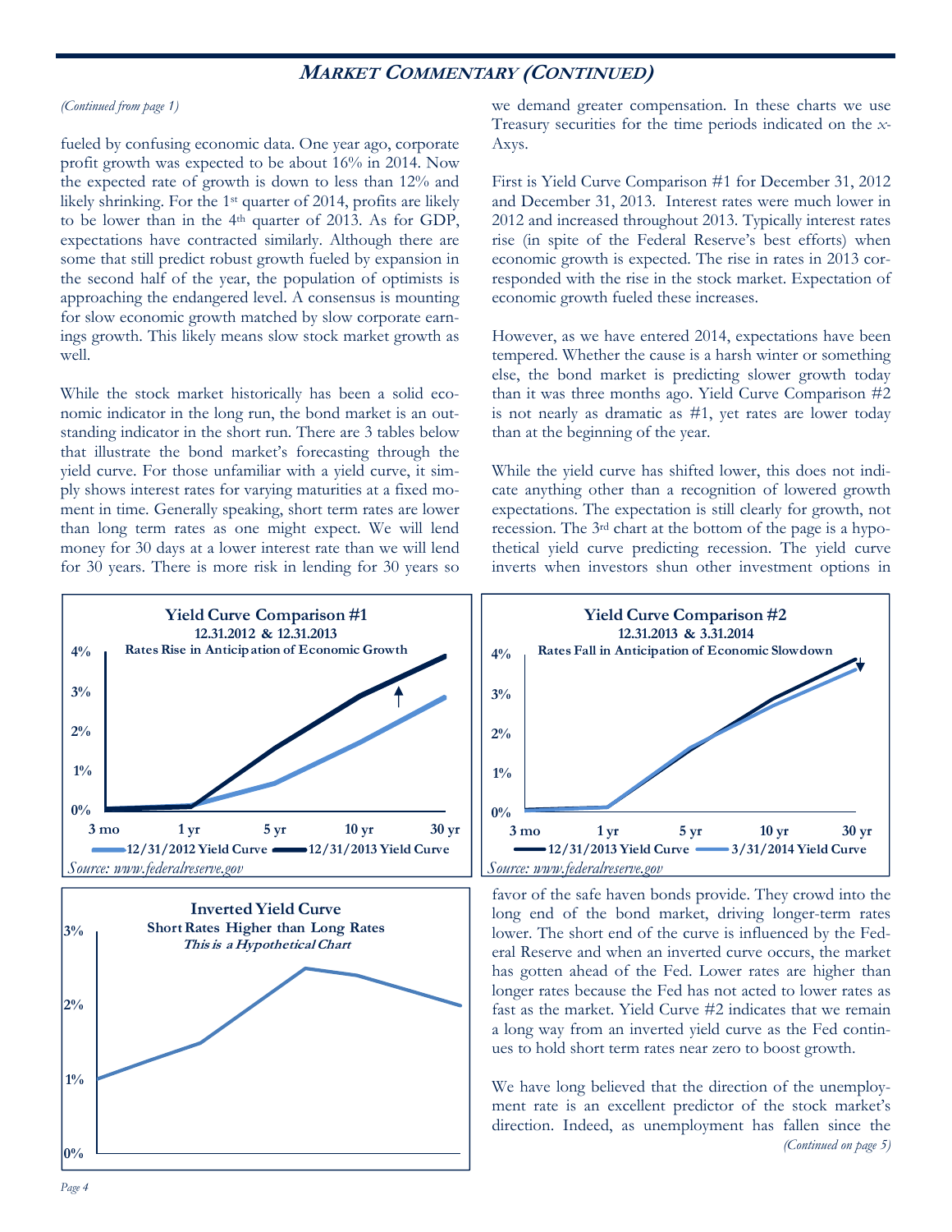## MARKET COMMENTARY (CONTINUED)

*(Continued from page 1)*

fueled by confusing economic data. One year ago, corporate profit growth was expected to be about 16% in 2014. Now the expected rate of growth is down to less than 12% and likely shrinking. For the 1st quarter of 2014, profits are likely to be lower than in the 4th quarter of 2013. As for GDP, expectations have contracted similarly. Although there are some that still predict robust growth fueled by expansion in the second half of the year, the population of optimists is approaching the endangered level. A consensus is mounting for slow economic growth matched by slow corporate earnings growth. This likely means slow stock market growth as well.

While the stock market historically has been a solid economic indicator in the long run, the bond market is an outstanding indicator in the short run. There are 3 tables below that illustrate the bond market's forecasting through the yield curve. For those unfamiliar with a yield curve, it simply shows interest rates for varying maturities at a fixed moment in time. Generally speaking, short term rates are lower than long term rates as one might expect. We will lend money for 30 days at a lower interest rate than we will lend for 30 years. There is more risk in lending for 30 years so we demand greater compensation. In these charts we use Treasury securities for the time periods indicated on the *x*-Axys.

First is Yield Curve Comparison #1 for December 31, 2012 and December 31, 2013. Interest rates were much lower in 2012 and increased throughout 2013. Typically interest rates rise (in spite of the Federal Reserve's best efforts) when economic growth is expected. The rise in rates in 2013 corresponded with the rise in the stock market. Expectation of economic growth fueled these increases.

However, as we have entered 2014, expectations have been tempered. Whether the cause is a harsh winter or something else, the bond market is predicting slower growth today than it was three months ago. Yield Curve Comparison #2 is not nearly as dramatic as #1, yet rates are lower today than at the beginning of the year.

While the yield curve has shifted lower, this does not indicate anything other than a recognition of lowered growth expectations. The expectation is still clearly for growth, not recession. The 3rd chart at the bottom of the page is a hypothetical yield curve predicting recession. The yield curve inverts when investors shun other investment options in favor of the safe haven bonds provide. They crowd into the long end of the bond market, driving longer-term rates lower. The short end of the curve is influenced by the Federal Reserve and when an inverted curve occurs, the market has gotten ahead of the Fed. Lower rates are higher than longer rates because the Fed has not acted to lower rates as fast as the market. Yield Curve #2 indicates that we remain a long way from an inverted yield curve as the Fed continues to hold short term rates near zero to boost growth.

We have long believed that the direction of the unemployment rate is an excellent predictor of the stock market's direction. Indeed, as unemployment has fallen since the

*(Continued on page 5)*

**Yield Curve Comparison #1**
**12.31.2012 & 12.31.2013**
**Rates Rise in Anticipation of Economic Growth**

(Chart: x-axis 3 mo, 1 yr, 5 yr, 10 yr, 30 yr; y-axis 0%–4%; legend: 12/31/2012 Yield Curve, 12/31/2013 Yield Curve)

*Source: www.federalreserve.gov*

**Yield Curve Comparison #2**
**12.31.2013 & 3.31.2014**
**Rates Fall in Anticipation of Economic Slowdown**

(Chart: x-axis 3 mo, 1 yr, 5 yr, 10 yr, 30 yr; y-axis 0%–4%; legend: 12/31/2013 Yield Curve, 3/31/2014 Yield Curve)

*Source: www.federalreserve.gov*

**Inverted Yield Curve**
**Short Rates Higher than Long Rates**
***This is a Hypothetical Chart***

(Chart: y-axis 0%–3%)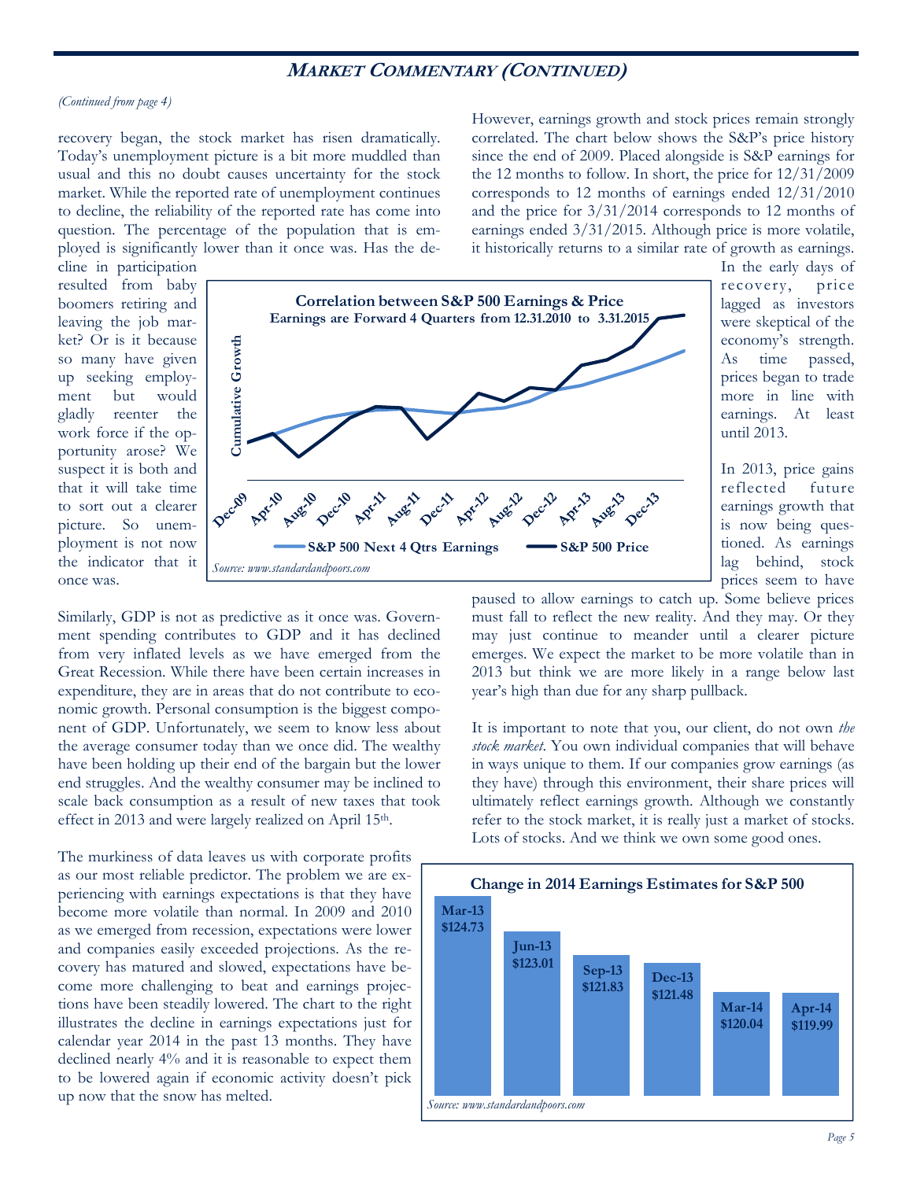## MARKET COMMENTARY (CONTINUED)

*(Continued from page 4)*

recovery began, the stock market has risen dramatically. Today's unemployment picture is a bit more muddled than usual and this no doubt causes uncertainty for the stock market. While the reported rate of unemployment continues to decline, the reliability of the reported rate has come into question. The percentage of the population that is employed is significantly lower than it once was. Has the decline in participation resulted from baby boomers retiring and leaving the job market? Or is it because so many have given up seeking employment but would gladly reenter the work force if the opportunity arose? We suspect it is both and that it will take time to sort out a clearer picture. So unemployment is not now the indicator that it once was.

**Correlation between S&P 500 Earnings & Price**
**Earnings are Forward 4 Quarters from 12.31.2010 to 3.31.2015**

*Source: www.standardandpoors.com*

Similarly, GDP is not as predictive as it once was. Government spending contributes to GDP and it has declined from very inflated levels as we have emerged from the Great Recession. While there have been certain increases in expenditure, they are in areas that do not contribute to economic growth. Personal consumption is the biggest component of GDP. Unfortunately, we seem to know less about the average consumer today than we once did. The wealthy have been holding up their end of the bargain but the lower end struggles. And the wealthy consumer may be inclined to scale back consumption as a result of new taxes that took effect in 2013 and were largely realized on April 15th.

The murkiness of data leaves us with corporate profits as our most reliable predictor. The problem we are experiencing with earnings expectations is that they have become more volatile than normal. In 2009 and 2010 as we emerged from recession, expectations were lower and companies easily exceeded projections. As the recovery has matured and slowed, expectations have become more challenging to beat and earnings projections have been steadily lowered. The chart to the right illustrates the decline in earnings expectations just for calendar year 2014 in the past 13 months. They have declined nearly 4% and it is reasonable to expect them to be lowered again if economic activity doesn't pick up now that the snow has melted.

However, earnings growth and stock prices remain strongly correlated. The chart below shows the S&P's price history since the end of 2009. Placed alongside is S&P earnings for the 12 months to follow. In short, the price for 12/31/2009 corresponds to 12 months of earnings ended 12/31/2010 and the price for 3/31/2014 corresponds to 12 months of earnings ended 3/31/2015. Although price is more volatile, it historically returns to a similar rate of growth as earnings. In the early days of recovery, price lagged as investors were skeptical of the economy's strength. As time passed, prices began to trade more in line with earnings. At least until 2013.

In 2013, price gains reflected future earnings growth that is now being questioned. As earnings lag behind, stock prices seem to have paused to allow earnings to catch up. Some believe prices must fall to reflect the new reality. And they may. Or they may just continue to meander until a clearer picture emerges. We expect the market to be more volatile than in 2013 but think we are more likely in a range below last year's high than due for any sharp pullback.

It is important to note that you, our client, do not own *the stock market*. You own individual companies that will behave in ways unique to them. If our companies grow earnings (as they have) through this environment, their share prices will ultimately reflect earnings growth. Although we constantly refer to the stock market, it is really just a market of stocks. Lots of stocks. And we think we own some good ones.

**Change in 2014 Earnings Estimates for S&P 500**

| Mar-13 | Jun-13 | Sep-13 | Dec-13 | Mar-14 | Apr-14 |
|---|---|---|---|---|---|
| $124.73 | $123.01 | $121.83 | $121.48 | $120.04 | $119.99 |

*Source: www.standardandpoors.com*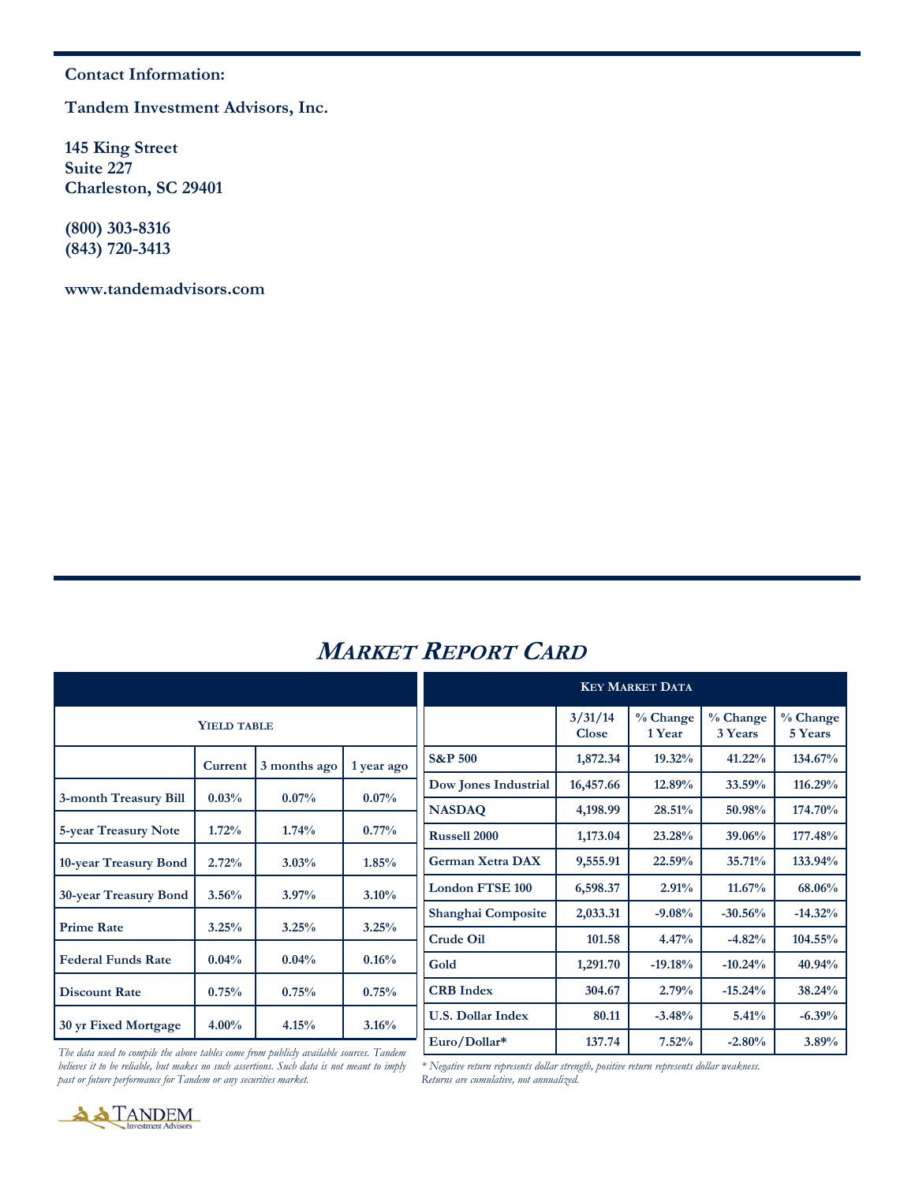**Contact Information:**

**Tandem Investment Advisors, Inc.**

**145 King Street**
**Suite 227**
**Charleston, SC 29401**

**(800) 303-8316**
**(843) 720-3413**

**www.tandemadvisors.com**

# *Market Report Card*

| Yield Table | Current | 3 months ago | 1 year ago |
|---|---|---|---|
| **3-month Treasury Bill** | **0.03%** | **0.07%** | **0.07%** |
| **5-year Treasury Note** | **1.72%** | **1.74%** | **0.77%** |
| **10-year Treasury Bond** | **2.72%** | **3.03%** | **1.85%** |
| **30-year Treasury Bond** | **3.56%** | **3.97%** | **3.10%** |
| **Prime Rate** | **3.25%** | **3.25%** | **3.25%** |
| **Federal Funds Rate** | **0.04%** | **0.04%** | **0.16%** |
| **Discount Rate** | **0.75%** | **0.75%** | **0.75%** |
| **30 yr Fixed Mortgage** | **4.00%** | **4.15%** | **3.16%** |

*The data used to compile the above tables come from publicly available sources. Tandem believes it to be reliable, but makes no such assertions. Such data is not meant to imply past or future performance for Tandem or any securities market.*

| Key Market Data | 3/31/14 Close | % Change 1 Year | % Change 3 Years | % Change 5 Years |
|---|---|---|---|---|
| **S&P 500** | **1,872.34** | **19.32%** | **41.22%** | **134.67%** |
| **Dow Jones Industrial** | **16,457.66** | **12.89%** | **33.59%** | **116.29%** |
| **NASDAQ** | **4,198.99** | **28.51%** | **50.98%** | **174.70%** |
| **Russell 2000** | **1,173.04** | **23.28%** | **39.06%** | **177.48%** |
| **German Xetra DAX** | **9,555.91** | **22.59%** | **35.71%** | **133.94%** |
| **London FTSE 100** | **6,598.37** | **2.91%** | **11.67%** | **68.06%** |
| **Shanghai Composite** | **2,033.31** | **-9.08%** | **-30.56%** | **-14.32%** |
| **Crude Oil** | **101.58** | **4.47%** | **-4.82%** | **104.55%** |
| **Gold** | **1,291.70** | **-19.18%** | **-10.24%** | **40.94%** |
| **CRB Index** | **304.67** | **2.79%** | **-15.24%** | **38.24%** |
| **U.S. Dollar Index** | **80.11** | **-3.48%** | **5.41%** | **-6.39%** |
| **Euro/Dollar*** | **137.74** | **7.52%** | **-2.80%** | **3.89%** |

*\* Negative return represents dollar strength, positive return represents dollar weakness. Returns are cumulative, not annualized.*

Tandem Investment Advisors